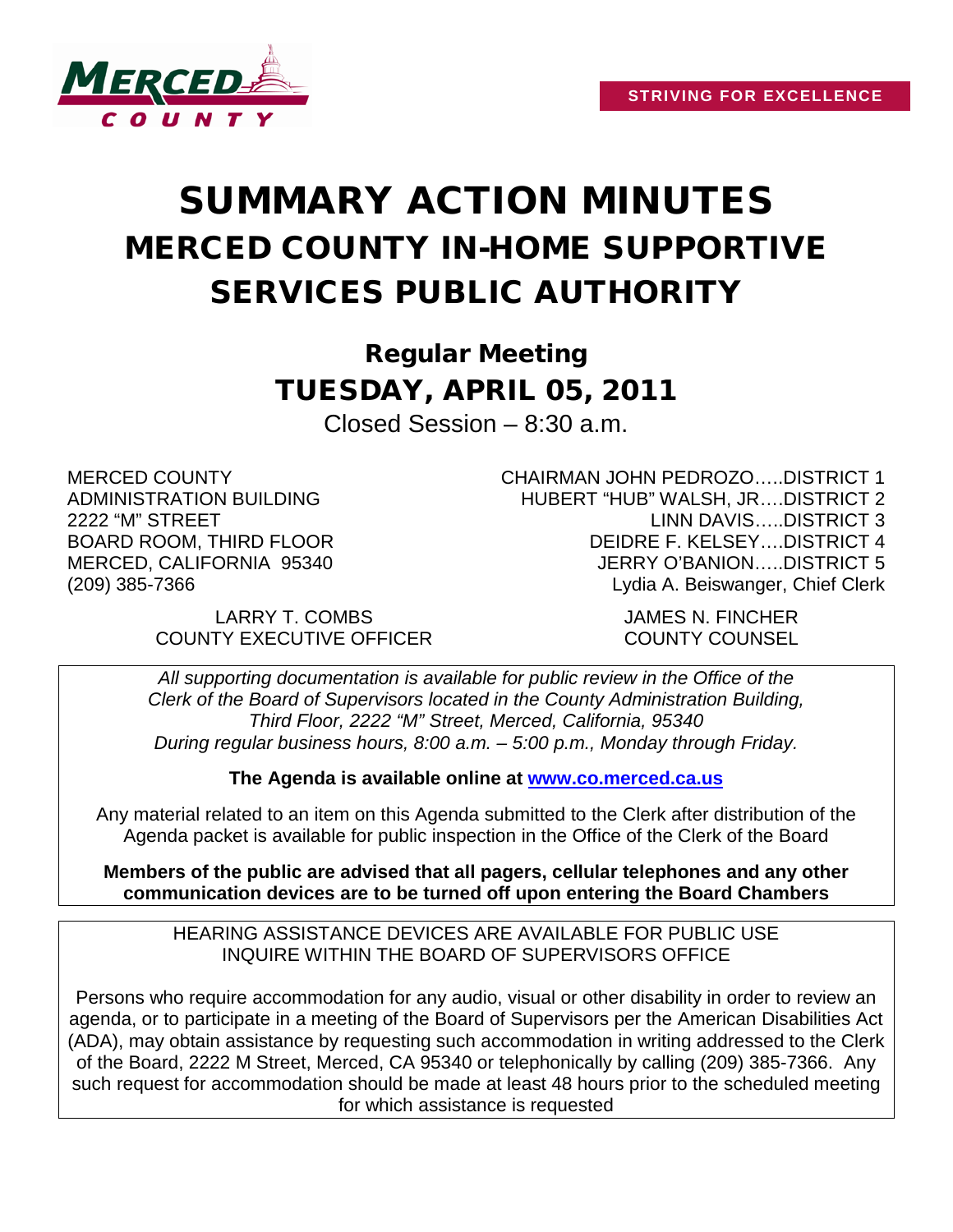STRIVING FOR EXCELLENCE

# SUMMARY ACTION MINUTES
# MERCED COUNTY IN-HOME SUPPORTIVE SERVICES PUBLIC AUTHORITY

## Regular Meeting
## TUESDAY, APRIL 05, 2011

Closed Session – 8:30 a.m.

MERCED COUNTY
ADMINISTRATION BUILDING
2222 "M" STREET
BOARD ROOM, THIRD FLOOR
MERCED, CALIFORNIA 95340
(209) 385-7366

CHAIRMAN JOHN PEDROZO…..DISTRICT 1
HUBERT "HUB" WALSH, JR….DISTRICT 2
LINN DAVIS…..DISTRICT 3
DEIDRE F. KELSEY….DISTRICT 4
JERRY O'BANION…..DISTRICT 5
Lydia A. Beiswanger, Chief Clerk

LARRY T. COMBS
COUNTY EXECUTIVE OFFICER

JAMES N. FINCHER
COUNTY COUNSEL

*All supporting documentation is available for public review in the Office of the Clerk of the Board of Supervisors located in the County Administration Building, Third Floor, 2222 "M" Street, Merced, California, 95340 During regular business hours, 8:00 a.m. – 5:00 p.m., Monday through Friday.*

**The Agenda is available online at [www.co.merced.ca.us](http://www.co.merced.ca.us)**

Any material related to an item on this Agenda submitted to the Clerk after distribution of the Agenda packet is available for public inspection in the Office of the Clerk of the Board

**Members of the public are advised that all pagers, cellular telephones and any other communication devices are to be turned off upon entering the Board Chambers**

HEARING ASSISTANCE DEVICES ARE AVAILABLE FOR PUBLIC USE
INQUIRE WITHIN THE BOARD OF SUPERVISORS OFFICE

Persons who require accommodation for any audio, visual or other disability in order to review an agenda, or to participate in a meeting of the Board of Supervisors per the American Disabilities Act (ADA), may obtain assistance by requesting such accommodation in writing addressed to the Clerk of the Board, 2222 M Street, Merced, CA 95340 or telephonically by calling (209) 385-7366. Any such request for accommodation should be made at least 48 hours prior to the scheduled meeting for which assistance is requested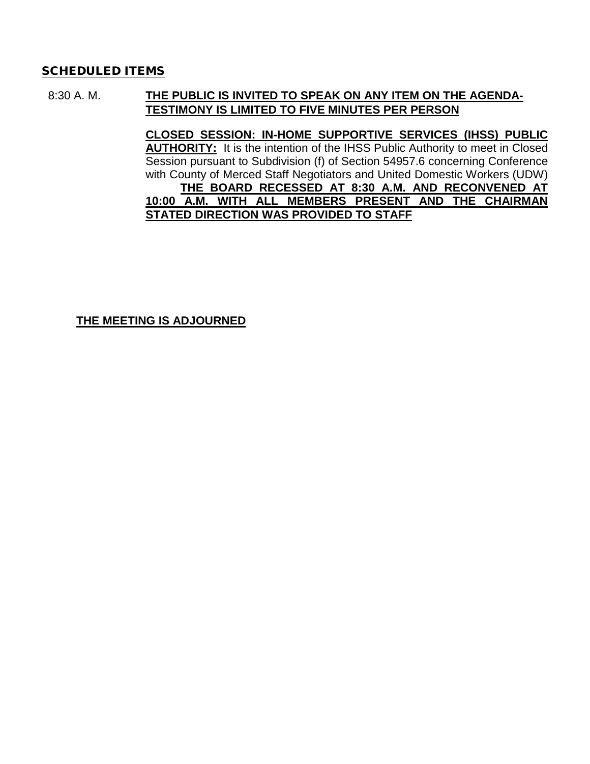## SCHEDULED ITEMS

8:30 A. M. **THE PUBLIC IS INVITED TO SPEAK ON ANY ITEM ON THE AGENDA- TESTIMONY IS LIMITED TO FIVE MINUTES PER PERSON**

**CLOSED SESSION: IN-HOME SUPPORTIVE SERVICES (IHSS) PUBLIC AUTHORITY:** It is the intention of the IHSS Public Authority to meet in Closed Session pursuant to Subdivision (f) of Section 54957.6 concerning Conference with County of Merced Staff Negotiators and United Domestic Workers (UDW)

**THE BOARD RECESSED AT 8:30 A.M. AND RECONVENED AT 10:00 A.M. WITH ALL MEMBERS PRESENT AND THE CHAIRMAN STATED DIRECTION WAS PROVIDED TO STAFF**

**THE MEETING IS ADJOURNED**